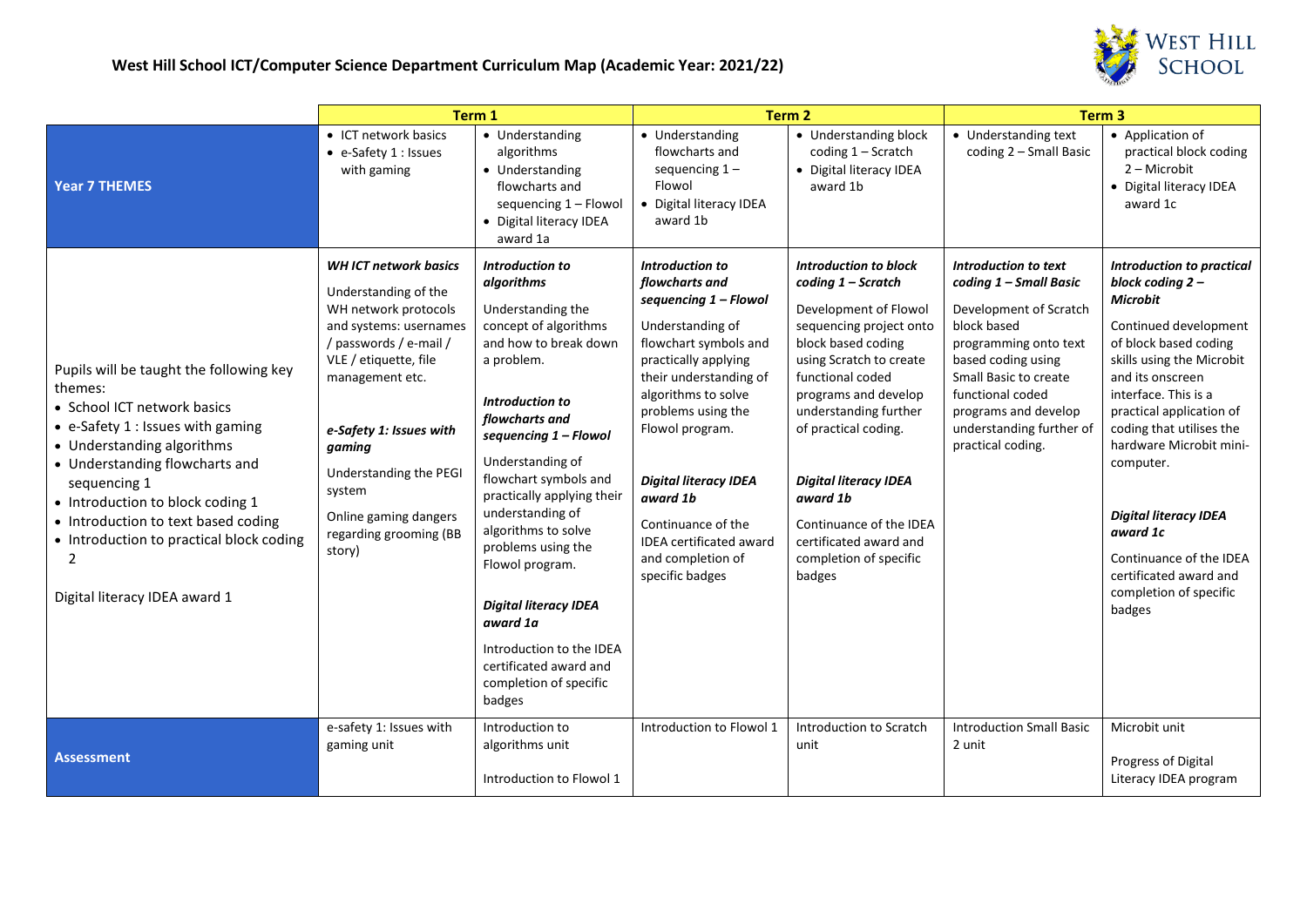# West Hill School ICT/Computer Science Department Curriculum Map (Academic Year: 2021/22)

| | Term 1 | | Term 2 | | Term 3 | |
|---|---|---|---|---|---|---|
| **Year 7 THEMES** | • ICT network basics<br>• e-Safety 1 : Issues with gaming | • Understanding algorithms<br>• Understanding flowcharts and sequencing 1 – Flowol<br>• Digital literacy IDEA award 1a | • Understanding flowcharts and sequencing 1 – Flowol<br>• Digital literacy IDEA award 1b | • Understanding block coding 1 – Scratch<br>• Digital literacy IDEA award 1b | • Understanding text coding 2 – Small Basic | • Application of practical block coding 2 – Microbit<br>• Digital literacy IDEA award 1c |
| Pupils will be taught the following key themes:<br>• School ICT network basics<br>• e-Safety 1 : Issues with gaming<br>• Understanding algorithms<br>• Understanding flowcharts and sequencing 1<br>• Introduction to block coding 1<br>• Introduction to text based coding<br>• Introduction to practical block coding 2<br><br>Digital literacy IDEA award 1 | ***WH ICT network basics***<br>Understanding of the WH network protocols and systems: usernames / passwords / e-mail / VLE / etiquette, file management etc.<br><br>***e-Safety 1: Issues with gaming***<br>Understanding the PEGI system<br>Online gaming dangers regarding grooming (BB story) | ***Introduction to algorithms***<br>Understanding the concept of algorithms and how to break down a problem.<br><br>***Introduction to flowcharts and sequencing 1 – Flowol***<br>Understanding of flowchart symbols and practically applying their understanding of algorithms to solve problems using the Flowol program.<br><br>***Digital literacy IDEA award 1a***<br>Introduction to the IDEA certificated award and completion of specific badges | ***Introduction to flowcharts and sequencing 1 – Flowol***<br>Understanding of flowchart symbols and practically applying their understanding of algorithms to solve problems using the Flowol program.<br><br>***Digital literacy IDEA award 1b***<br>Continuance of the IDEA certificated award and completion of specific badges | ***Introduction to block coding 1 – Scratch***<br>Development of Flowol sequencing project onto block based coding using Scratch to create functional coded programs and develop understanding further of practical coding.<br><br>***Digital literacy IDEA award 1b***<br>Continuance of the IDEA certificated award and completion of specific badges | ***Introduction to text coding 1 – Small Basic***<br>Development of Scratch block based programming onto text based coding using Small Basic to create functional coded programs and develop understanding further of practical coding. | ***Introduction to practical block coding 2 – Microbit***<br>Continued development of block based coding skills using the Microbit and its onscreen interface. This is a practical application of coding that utilises the hardware Microbit mini-computer.<br><br>***Digital literacy IDEA award 1c***<br>Continuance of the IDEA certificated award and completion of specific badges |
| **Assessment** | e-safety 1: Issues with gaming unit | Introduction to algorithms unit<br><br>Introduction to Flowol 1 | Introduction to Flowol 1 | Introduction to Scratch unit | Introduction Small Basic 2 unit | Microbit unit<br><br>Progress of Digital Literacy IDEA program |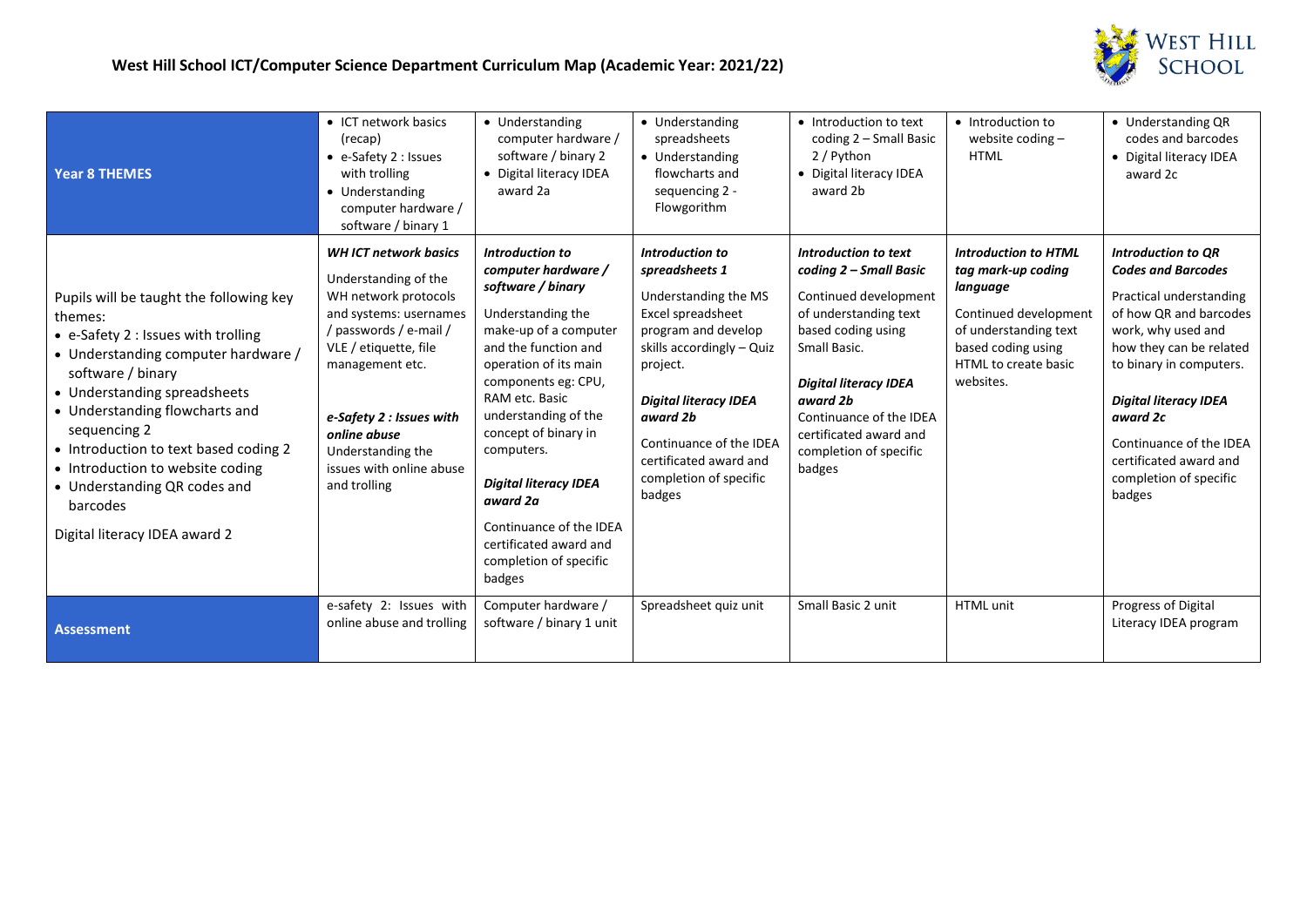## West Hill School ICT/Computer Science Department Curriculum Map (Academic Year: 2021/22)

| **Year 8 THEMES** | • ICT network basics (recap)<br>• e-Safety 2 : Issues with trolling<br>• Understanding computer hardware / software / binary 1 | • Understanding computer hardware / software / binary 2<br>• Digital literacy IDEA award 2a | • Understanding spreadsheets<br>• Understanding flowcharts and sequencing 2 - Flowgorithm | • Introduction to text coding 2 – Small Basic 2 / Python<br>• Digital literacy IDEA award 2b | • Introduction to website coding – HTML | • Understanding QR codes and barcodes<br>• Digital literacy IDEA award 2c |
|---|---|---|---|---|---|---|
| Pupils will be taught the following key themes:<br>• e-Safety 2 : Issues with trolling<br>• Understanding computer hardware / software / binary<br>• Understanding spreadsheets<br>• Understanding flowcharts and sequencing 2<br>• Introduction to text based coding 2<br>• Introduction to website coding<br>• Understanding QR codes and barcodes<br><br>Digital literacy IDEA award 2 | ***WH ICT network basics***<br><br>Understanding of the WH network protocols and systems: usernames / passwords / e-mail / VLE / etiquette, file management etc.<br><br>***e-Safety 2 : Issues with online abuse***<br>Understanding the issues with online abuse and trolling | ***Introduction to computer hardware / software / binary***<br><br>Understanding the make-up of a computer and the function and operation of its main components eg: CPU, RAM etc. Basic understanding of the concept of binary in computers.<br><br>***Digital literacy IDEA award 2a***<br><br>Continuance of the IDEA certificated award and completion of specific badges | ***Introduction to spreadsheets 1***<br><br>Understanding the MS Excel spreadsheet program and develop skills accordingly – Quiz project.<br><br>***Digital literacy IDEA award 2b***<br><br>Continuance of the IDEA certificated award and completion of specific badges | ***Introduction to text coding 2 – Small Basic***<br><br>Continued development of understanding text based coding using Small Basic.<br><br>***Digital literacy IDEA award 2b***<br>Continuance of the IDEA certificated award and completion of specific badges | ***Introduction to HTML tag mark-up coding language***<br><br>Continued development of understanding text based coding using HTML to create basic websites. | ***Introduction to QR Codes and Barcodes***<br><br>Practical understanding of how QR and barcodes work, why used and how they can be related to binary in computers.<br><br>***Digital literacy IDEA award 2c***<br><br>Continuance of the IDEA certificated award and completion of specific badges |
| **Assessment** | e-safety 2: Issues with online abuse and trolling | Computer hardware / software / binary 1 unit | Spreadsheet quiz unit | Small Basic 2 unit | HTML unit | Progress of Digital Literacy IDEA program |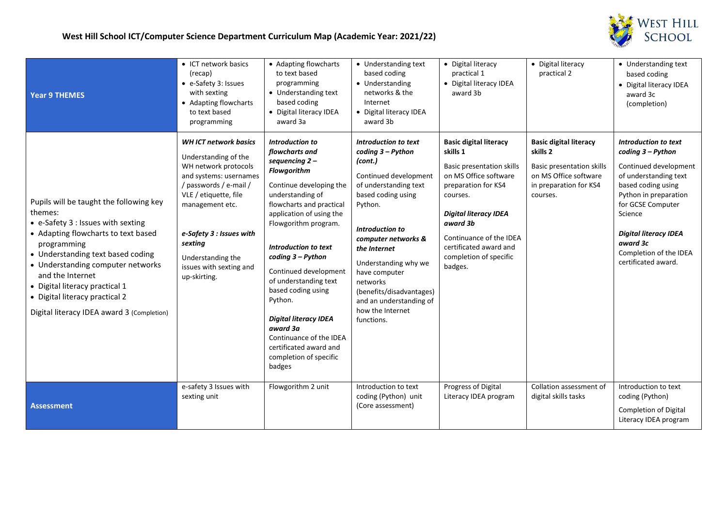# West Hill School ICT/Computer Science Department Curriculum Map (Academic Year: 2021/22)

| | | | | | | |
|---|---|---|---|---|---|---|
| **Year 9 THEMES** | • ICT network basics (recap)<br>• e-Safety 3: Issues with sexting<br>• Adapting flowcharts to text based programming | • Adapting flowcharts to text based programming<br>• Understanding text based coding<br>• Digital literacy IDEA award 3a | • Understanding text based coding<br>• Understanding networks & the Internet<br>• Digital literacy IDEA award 3b | • Digital literacy practical 1<br>• Digital literacy IDEA award 3b | • Digital literacy practical 2 | • Understanding text based coding<br>• Digital literacy IDEA award 3c (completion) |
| Pupils will be taught the following key themes:<br>• e-Safety 3 : Issues with sexting<br>• Adapting flowcharts to text based programming<br>• Understanding text based coding<br>• Understanding computer networks and the Internet<br>• Digital literacy practical 1<br>• Digital literacy practical 2<br>Digital literacy IDEA award 3 (Completion) | ***WH ICT network basics***<br>Understanding of the WH network protocols and systems: usernames / passwords / e-mail / VLE / etiquette, file management etc.<br><br>***e-Safety 3 : Issues with sexting***<br>Understanding the issues with sexting and up-skirting. | ***Introduction to flowcharts and sequencing 2 – Flowgorithm***<br>Continue developing the understanding of flowcharts and practical application of using the Flowgorithm program.<br><br>***Introduction to text coding 3 – Python***<br>Continued development of understanding text based coding using Python.<br><br>***Digital literacy IDEA award 3a***<br>Continuance of the IDEA certificated award and completion of specific badges | ***Introduction to text coding 3 – Python (cont.)***<br>Continued development of understanding text based coding using Python.<br><br>***Introduction to computer networks & the Internet***<br>Understanding why we have computer networks (benefits/disadvantages) and an understanding of how the Internet functions. | **Basic digital literacy skills 1**<br>Basic presentation skills on MS Office software preparation for KS4 courses.<br><br>***Digital literacy IDEA award 3b***<br>Continuance of the IDEA certificated award and completion of specific badges. | **Basic digital literacy skills 2**<br>Basic presentation skills on MS Office software in preparation for KS4 courses. | ***Introduction to text coding 3 – Python***<br>Continued development of understanding text based coding using Python in preparation for GCSE Computer Science<br><br>***Digital literacy IDEA award 3c***<br>Completion of the IDEA certificated award. |
| **Assessment** | e-safety 3 Issues with sexting unit | Flowgorithm 2 unit | Introduction to text coding (Python) unit (Core assessment) | Progress of Digital Literacy IDEA program | Collation assessment of digital skills tasks | Introduction to text coding (Python)<br>Completion of Digital Literacy IDEA program |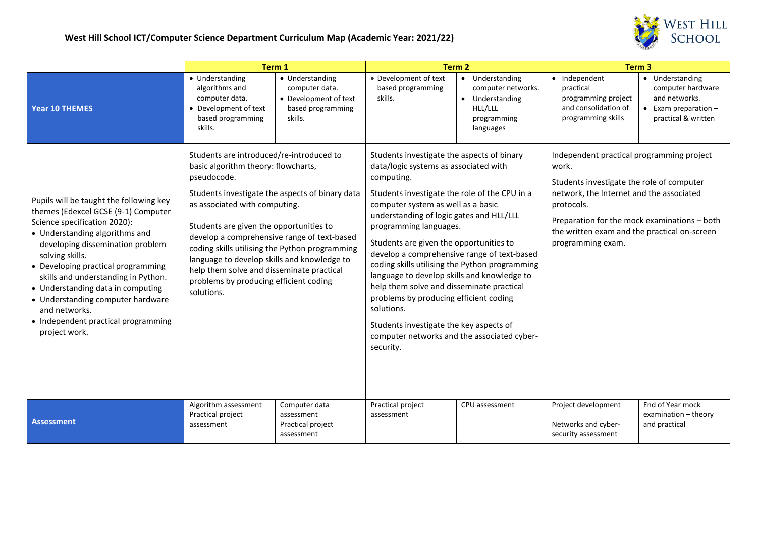## West Hill School ICT/Computer Science Department Curriculum Map (Academic Year: 2021/22)

| | Term 1 | | Term 2 | | Term 3 | |
|---|---|---|---|---|---|---|
| **Year 10 THEMES** | • Understanding algorithms and computer data.<br>• Development of text based programming skills. | • Understanding computer data.<br>• Development of text based programming skills. | • Development of text based programming skills. | • Understanding computer networks.<br>• Understanding HLL/LLL programming languages | • Independent practical programming project and consolidation of programming skills | • Understanding computer hardware and networks.<br>• Exam preparation – practical & written |
| Pupils will be taught the following key themes (Edexcel GCSE (9-1) Computer Science specification 2020):<br>• Understanding algorithms and developing dissemination problem solving skills.<br>• Developing practical programming skills and understanding in Python.<br>• Understanding data in computing<br>• Understanding computer hardware and networks.<br>• Independent practical programming project work. | Students are introduced/re-introduced to basic algorithm theory: flowcharts, pseudocode.<br><br>Students investigate the aspects of binary data as associated with computing.<br><br>Students are given the opportunities to develop a comprehensive range of text-based coding skills utilising the Python programming language to develop skills and knowledge to help them solve and disseminate practical problems by producing efficient coding solutions. | | Students investigate the aspects of binary data/logic systems as associated with computing.<br><br>Students investigate the role of the CPU in a computer system as well as a basic understanding of logic gates and HLL/LLL programming languages.<br><br>Students are given the opportunities to develop a comprehensive range of text-based coding skills utilising the Python programming language to develop skills and knowledge to help them solve and disseminate practical problems by producing efficient coding solutions.<br><br>Students investigate the key aspects of computer networks and the associated cyber-security. | | Independent practical programming project work.<br><br>Students investigate the role of computer network, the Internet and the associated protocols.<br><br>Preparation for the mock examinations – both the written exam and the practical on-screen programming exam. | |
| **Assessment** | Algorithm assessment<br>Practical project assessment | Computer data assessment<br>Practical project assessment | Practical project assessment | CPU assessment | Project development<br><br>Networks and cyber-security assessment | End of Year mock examination – theory and practical |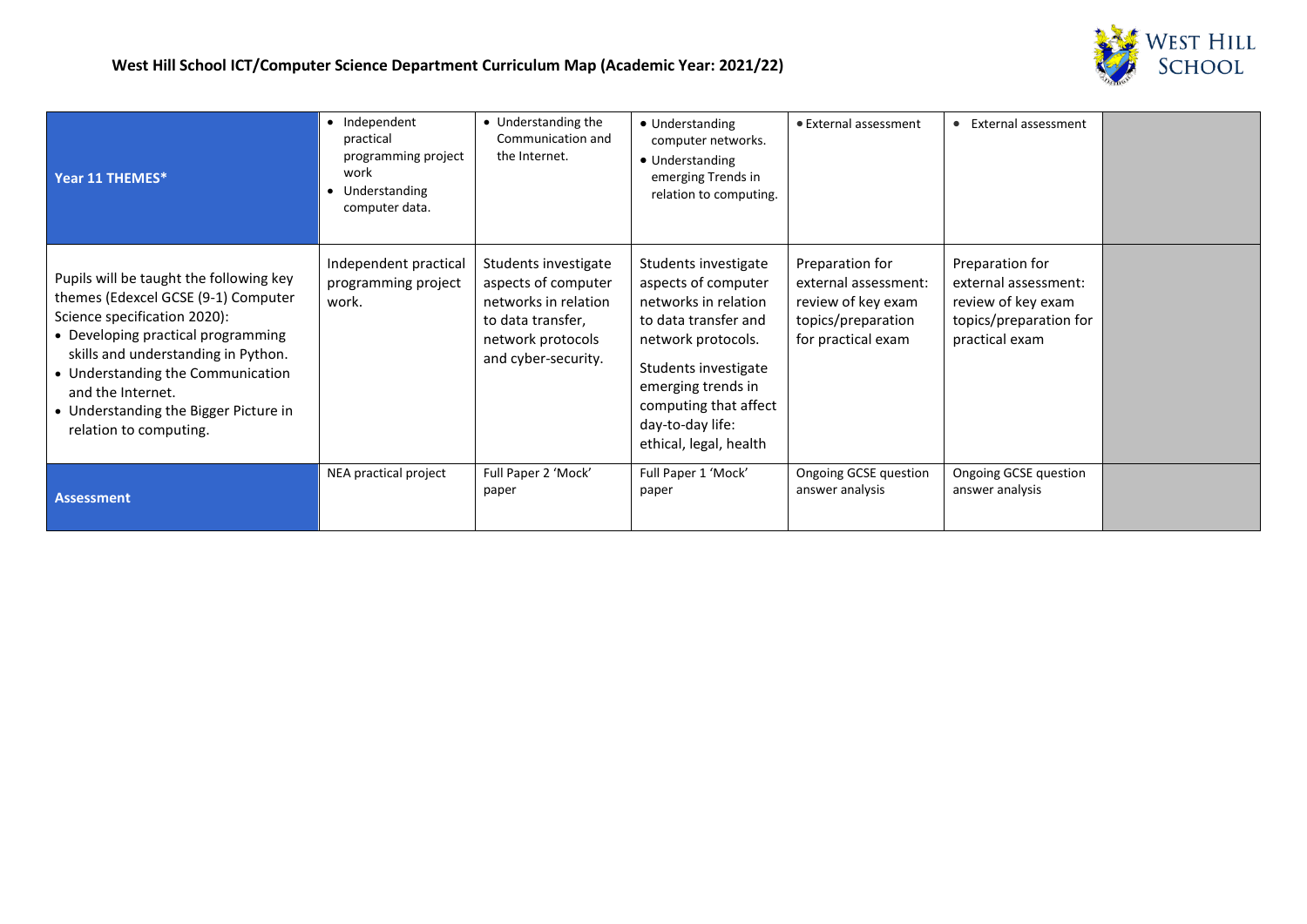## West Hill School ICT/Computer Science Department Curriculum Map (Academic Year: 2021/22)

| | | | | | | |
|---|---|---|---|---|---|---|
| **Year 11 THEMES*** | • Independent practical programming project work<br>• Understanding computer data. | • Understanding the Communication and the Internet. | • Understanding computer networks.<br>• Understanding emerging Trends in relation to computing. | • External assessment | • External assessment | |
| Pupils will be taught the following key themes (Edexcel GCSE (9-1) Computer Science specification 2020):<br>• Developing practical programming skills and understanding in Python.<br>• Understanding the Communication and the Internet.<br>• Understanding the Bigger Picture in relation to computing. | Independent practical programming project work. | Students investigate aspects of computer networks in relation to data transfer, network protocols and cyber-security. | Students investigate aspects of computer networks in relation to data transfer and network protocols.<br><br>Students investigate emerging trends in computing that affect day-to-day life: ethical, legal, health | Preparation for external assessment: review of key exam topics/preparation for practical exam | Preparation for external assessment: review of key exam topics/preparation for practical exam | |
| **Assessment** | NEA practical project | Full Paper 2 'Mock' paper | Full Paper 1 'Mock' paper | Ongoing GCSE question answer analysis | Ongoing GCSE question answer analysis | |